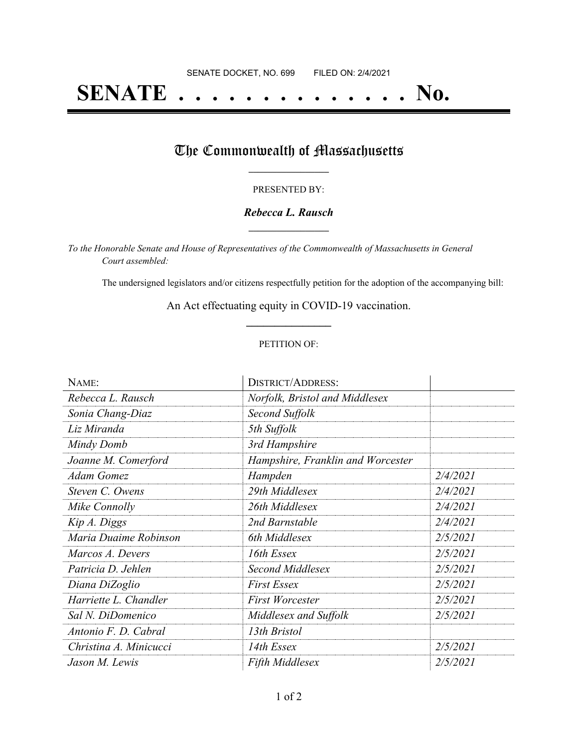SENATE DOCKET, NO. 699        FILED ON: 2/4/2021

# SENATE . . . . . . . . . . . . . . No.

## The Commonwealth of Massachusetts

PRESENTED BY:

***Rebecca L. Rausch***

*To the Honorable Senate and House of Representatives of the Commonwealth of Massachusetts in General Court assembled:*

The undersigned legislators and/or citizens respectfully petition for the adoption of the accompanying bill:

An Act effectuating equity in COVID-19 vaccination.

PETITION OF:

| NAME: | DISTRICT/ADDRESS: | |
|---|---|---|
| *Rebecca L. Rausch* | *Norfolk, Bristol and Middlesex* | |
| *Sonia Chang-Diaz* | *Second Suffolk* | |
| *Liz Miranda* | *5th Suffolk* | |
| *Mindy Domb* | *3rd Hampshire* | |
| *Joanne M. Comerford* | *Hampshire, Franklin and Worcester* | |
| *Adam Gomez* | *Hampden* | *2/4/2021* |
| *Steven C. Owens* | *29th Middlesex* | *2/4/2021* |
| *Mike Connolly* | *26th Middlesex* | *2/4/2021* |
| *Kip A. Diggs* | *2nd Barnstable* | *2/4/2021* |
| *Maria Duaime Robinson* | *6th Middlesex* | *2/5/2021* |
| *Marcos A. Devers* | *16th Essex* | *2/5/2021* |
| *Patricia D. Jehlen* | *Second Middlesex* | *2/5/2021* |
| *Diana DiZoglio* | *First Essex* | *2/5/2021* |
| *Harriette L. Chandler* | *First Worcester* | *2/5/2021* |
| *Sal N. DiDomenico* | *Middlesex and Suffolk* | *2/5/2021* |
| *Antonio F. D. Cabral* | *13th Bristol* | |
| *Christina A. Minicucci* | *14th Essex* | *2/5/2021* |
| *Jason M. Lewis* | *Fifth Middlesex* | *2/5/2021* |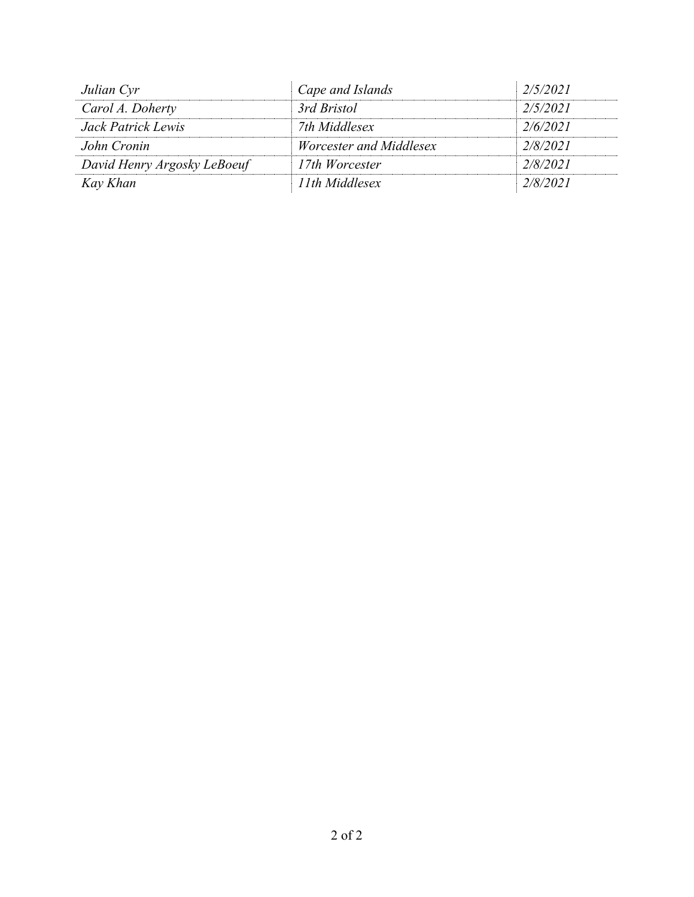| *Julian Cyr* | *Cape and Islands* | *2/5/2021* |
|---|---|---|
| *Carol A. Doherty* | *3rd Bristol* | *2/5/2021* |
| *Jack Patrick Lewis* | *7th Middlesex* | *2/6/2021* |
| *John Cronin* | *Worcester and Middlesex* | *2/8/2021* |
| *David Henry Argosky LeBoeuf* | *17th Worcester* | *2/8/2021* |
| *Kay Khan* | *11th Middlesex* | *2/8/2021* |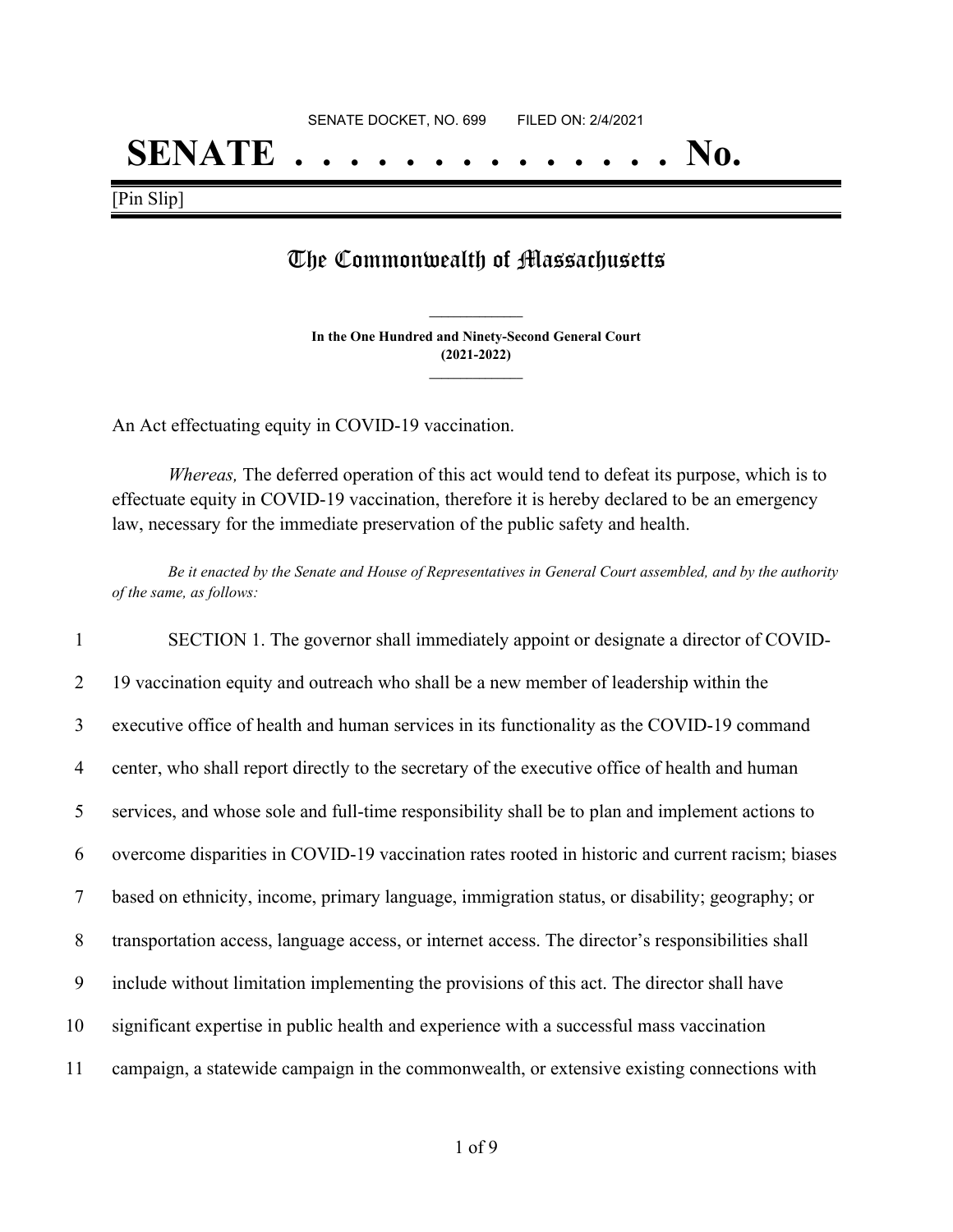SENATE DOCKET, NO. 699        FILED ON: 2/4/2021

# SENATE . . . . . . . . . . . . . . No.

[Pin Slip]

## The Commonwealth of Massachusetts

**In the One Hundred and Ninety-Second General Court**
**(2021-2022)**

An Act effectuating equity in COVID-19 vaccination.

*Whereas,* The deferred operation of this act would tend to defeat its purpose, which is to effectuate equity in COVID-19 vaccination, therefore it is hereby declared to be an emergency law, necessary for the immediate preservation of the public safety and health.

*Be it enacted by the Senate and House of Representatives in General Court assembled, and by the authority of the same, as follows:*

1 SECTION 1. The governor shall immediately appoint or designate a director of COVID-
2 19 vaccination equity and outreach who shall be a new member of leadership within the
3 executive office of health and human services in its functionality as the COVID-19 command
4 center, who shall report directly to the secretary of the executive office of health and human
5 services, and whose sole and full-time responsibility shall be to plan and implement actions to
6 overcome disparities in COVID-19 vaccination rates rooted in historic and current racism; biases
7 based on ethnicity, income, primary language, immigration status, or disability; geography; or
8 transportation access, language access, or internet access. The director's responsibilities shall
9 include without limitation implementing the provisions of this act. The director shall have
10 significant expertise in public health and experience with a successful mass vaccination
11 campaign, a statewide campaign in the commonwealth, or extensive existing connections with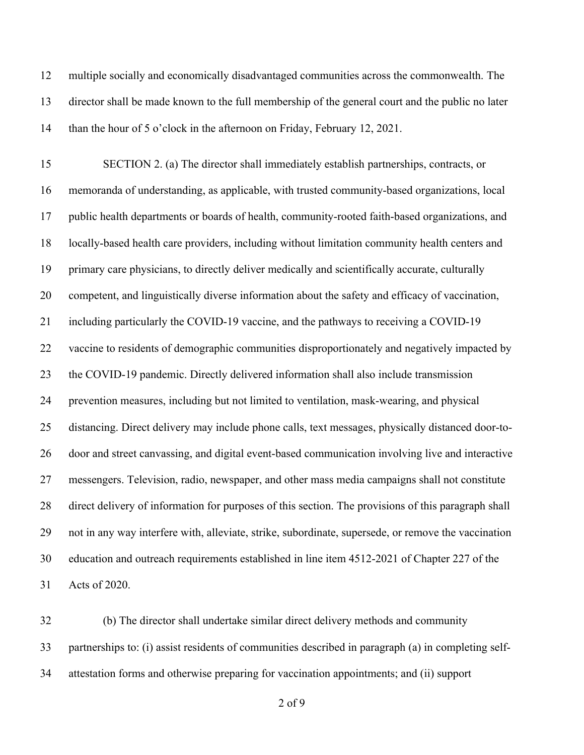multiple socially and economically disadvantaged communities across the commonwealth. The director shall be made known to the full membership of the general court and the public no later than the hour of 5 o'clock in the afternoon on Friday, February 12, 2021.

SECTION 2. (a) The director shall immediately establish partnerships, contracts, or memoranda of understanding, as applicable, with trusted community-based organizations, local public health departments or boards of health, community-rooted faith-based organizations, and locally-based health care providers, including without limitation community health centers and primary care physicians, to directly deliver medically and scientifically accurate, culturally competent, and linguistically diverse information about the safety and efficacy of vaccination, including particularly the COVID-19 vaccine, and the pathways to receiving a COVID-19 vaccine to residents of demographic communities disproportionately and negatively impacted by the COVID-19 pandemic. Directly delivered information shall also include transmission prevention measures, including but not limited to ventilation, mask-wearing, and physical distancing. Direct delivery may include phone calls, text messages, physically distanced door-to-door and street canvassing, and digital event-based communication involving live and interactive messengers. Television, radio, newspaper, and other mass media campaigns shall not constitute direct delivery of information for purposes of this section. The provisions of this paragraph shall not in any way interfere with, alleviate, strike, subordinate, supersede, or remove the vaccination education and outreach requirements established in line item 4512-2021 of Chapter 227 of the Acts of 2020.

(b) The director shall undertake similar direct delivery methods and community partnerships to: (i) assist residents of communities described in paragraph (a) in completing self-attestation forms and otherwise preparing for vaccination appointments; and (ii) support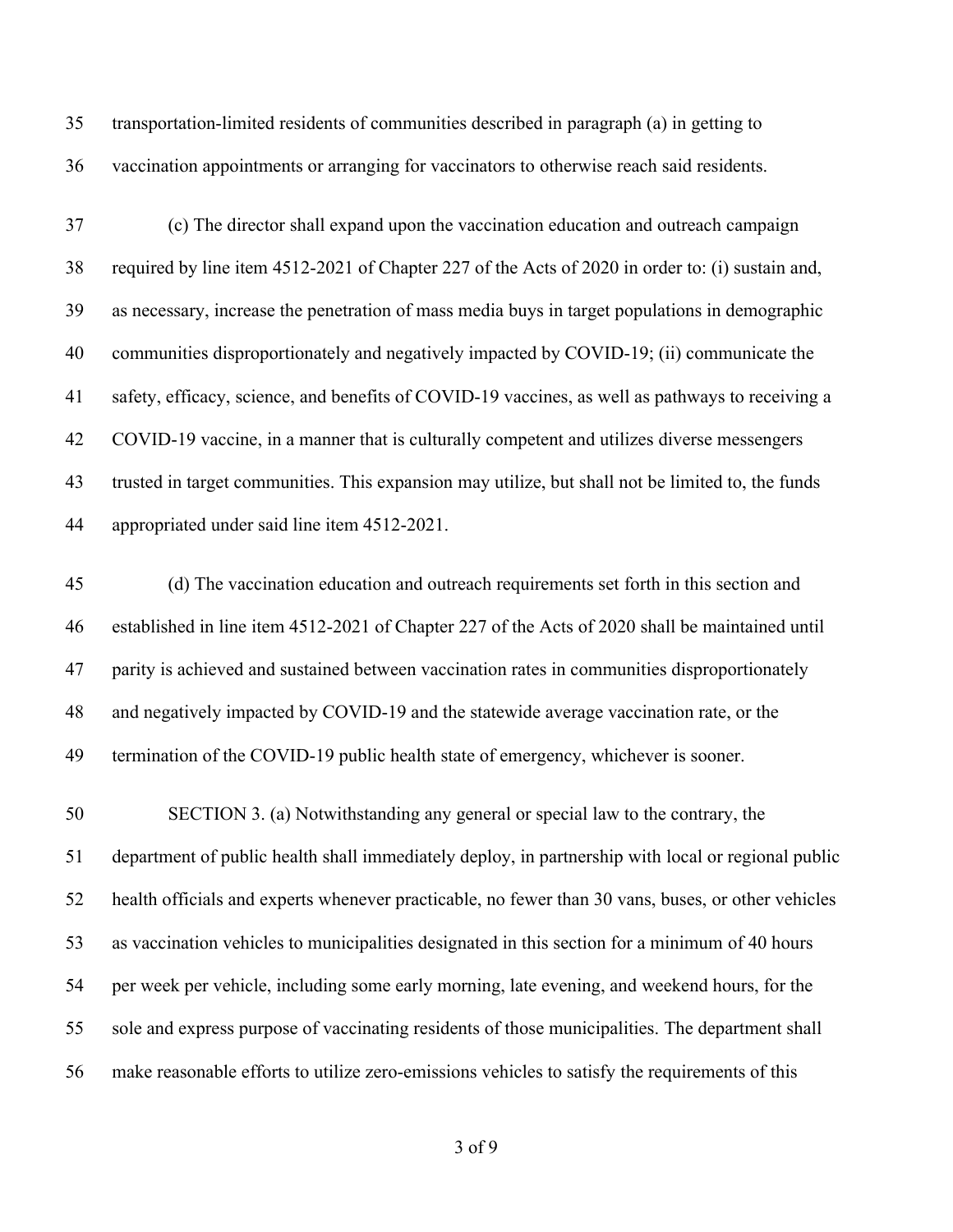transportation-limited residents of communities described in paragraph (a) in getting to vaccination appointments or arranging for vaccinators to otherwise reach said residents.

(c) The director shall expand upon the vaccination education and outreach campaign required by line item 4512-2021 of Chapter 227 of the Acts of 2020 in order to: (i) sustain and, as necessary, increase the penetration of mass media buys in target populations in demographic communities disproportionately and negatively impacted by COVID-19; (ii) communicate the safety, efficacy, science, and benefits of COVID-19 vaccines, as well as pathways to receiving a COVID-19 vaccine, in a manner that is culturally competent and utilizes diverse messengers trusted in target communities. This expansion may utilize, but shall not be limited to, the funds appropriated under said line item 4512-2021.

(d) The vaccination education and outreach requirements set forth in this section and established in line item 4512-2021 of Chapter 227 of the Acts of 2020 shall be maintained until parity is achieved and sustained between vaccination rates in communities disproportionately and negatively impacted by COVID-19 and the statewide average vaccination rate, or the termination of the COVID-19 public health state of emergency, whichever is sooner.

SECTION 3. (a) Notwithstanding any general or special law to the contrary, the department of public health shall immediately deploy, in partnership with local or regional public health officials and experts whenever practicable, no fewer than 30 vans, buses, or other vehicles as vaccination vehicles to municipalities designated in this section for a minimum of 40 hours per week per vehicle, including some early morning, late evening, and weekend hours, for the sole and express purpose of vaccinating residents of those municipalities. The department shall make reasonable efforts to utilize zero-emissions vehicles to satisfy the requirements of this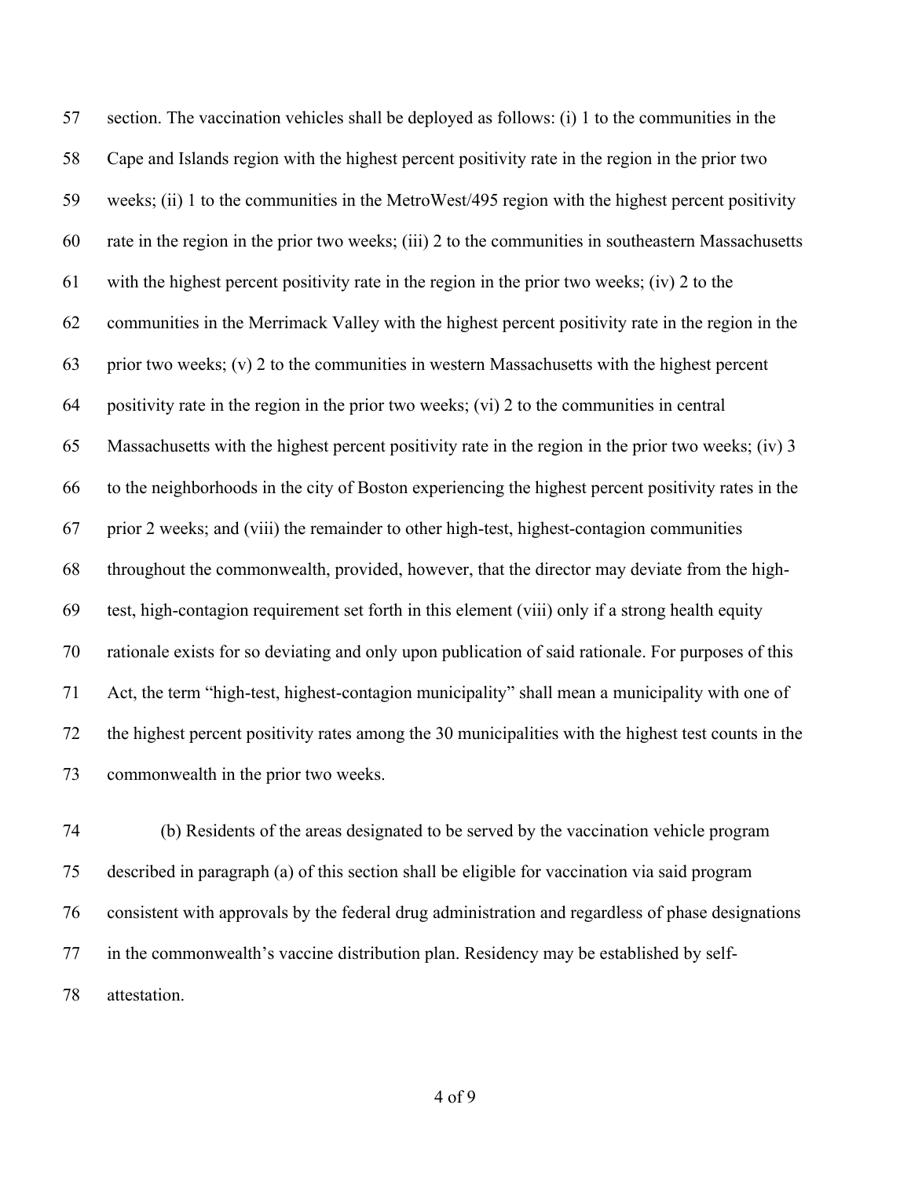section. The vaccination vehicles shall be deployed as follows: (i) 1 to the communities in the Cape and Islands region with the highest percent positivity rate in the region in the prior two weeks; (ii) 1 to the communities in the MetroWest/495 region with the highest percent positivity rate in the region in the prior two weeks; (iii) 2 to the communities in southeastern Massachusetts with the highest percent positivity rate in the region in the prior two weeks; (iv) 2 to the communities in the Merrimack Valley with the highest percent positivity rate in the region in the prior two weeks; (v) 2 to the communities in western Massachusetts with the highest percent positivity rate in the region in the prior two weeks; (vi) 2 to the communities in central Massachusetts with the highest percent positivity rate in the region in the prior two weeks; (iv) 3 to the neighborhoods in the city of Boston experiencing the highest percent positivity rates in the prior 2 weeks; and (viii) the remainder to other high-test, highest-contagion communities throughout the commonwealth, provided, however, that the director may deviate from the high-test, high-contagion requirement set forth in this element (viii) only if a strong health equity rationale exists for so deviating and only upon publication of said rationale. For purposes of this Act, the term "high-test, highest-contagion municipality" shall mean a municipality with one of the highest percent positivity rates among the 30 municipalities with the highest test counts in the commonwealth in the prior two weeks.

(b) Residents of the areas designated to be served by the vaccination vehicle program described in paragraph (a) of this section shall be eligible for vaccination via said program consistent with approvals by the federal drug administration and regardless of phase designations in the commonwealth's vaccine distribution plan. Residency may be established by self-attestation.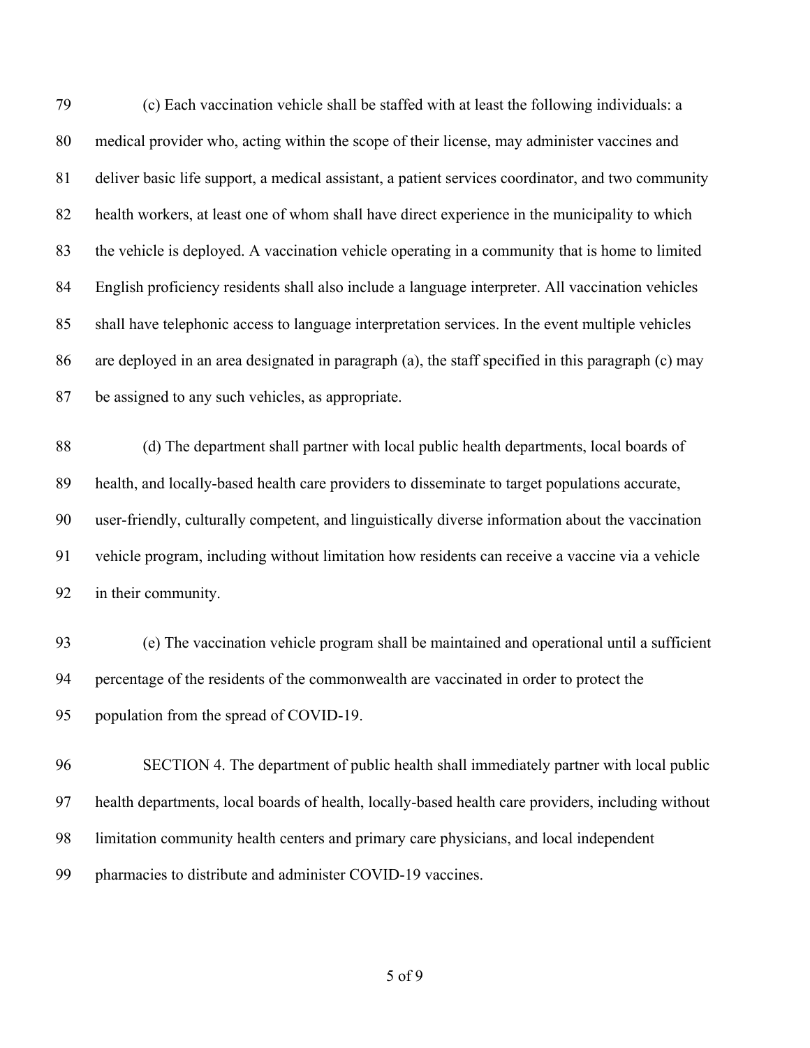(c) Each vaccination vehicle shall be staffed with at least the following individuals: a medical provider who, acting within the scope of their license, may administer vaccines and deliver basic life support, a medical assistant, a patient services coordinator, and two community health workers, at least one of whom shall have direct experience in the municipality to which the vehicle is deployed. A vaccination vehicle operating in a community that is home to limited English proficiency residents shall also include a language interpreter. All vaccination vehicles shall have telephonic access to language interpretation services. In the event multiple vehicles are deployed in an area designated in paragraph (a), the staff specified in this paragraph (c) may be assigned to any such vehicles, as appropriate.

(d) The department shall partner with local public health departments, local boards of health, and locally-based health care providers to disseminate to target populations accurate, user-friendly, culturally competent, and linguistically diverse information about the vaccination vehicle program, including without limitation how residents can receive a vaccine via a vehicle in their community.

(e) The vaccination vehicle program shall be maintained and operational until a sufficient percentage of the residents of the commonwealth are vaccinated in order to protect the population from the spread of COVID-19.

SECTION 4. The department of public health shall immediately partner with local public health departments, local boards of health, locally-based health care providers, including without limitation community health centers and primary care physicians, and local independent pharmacies to distribute and administer COVID-19 vaccines.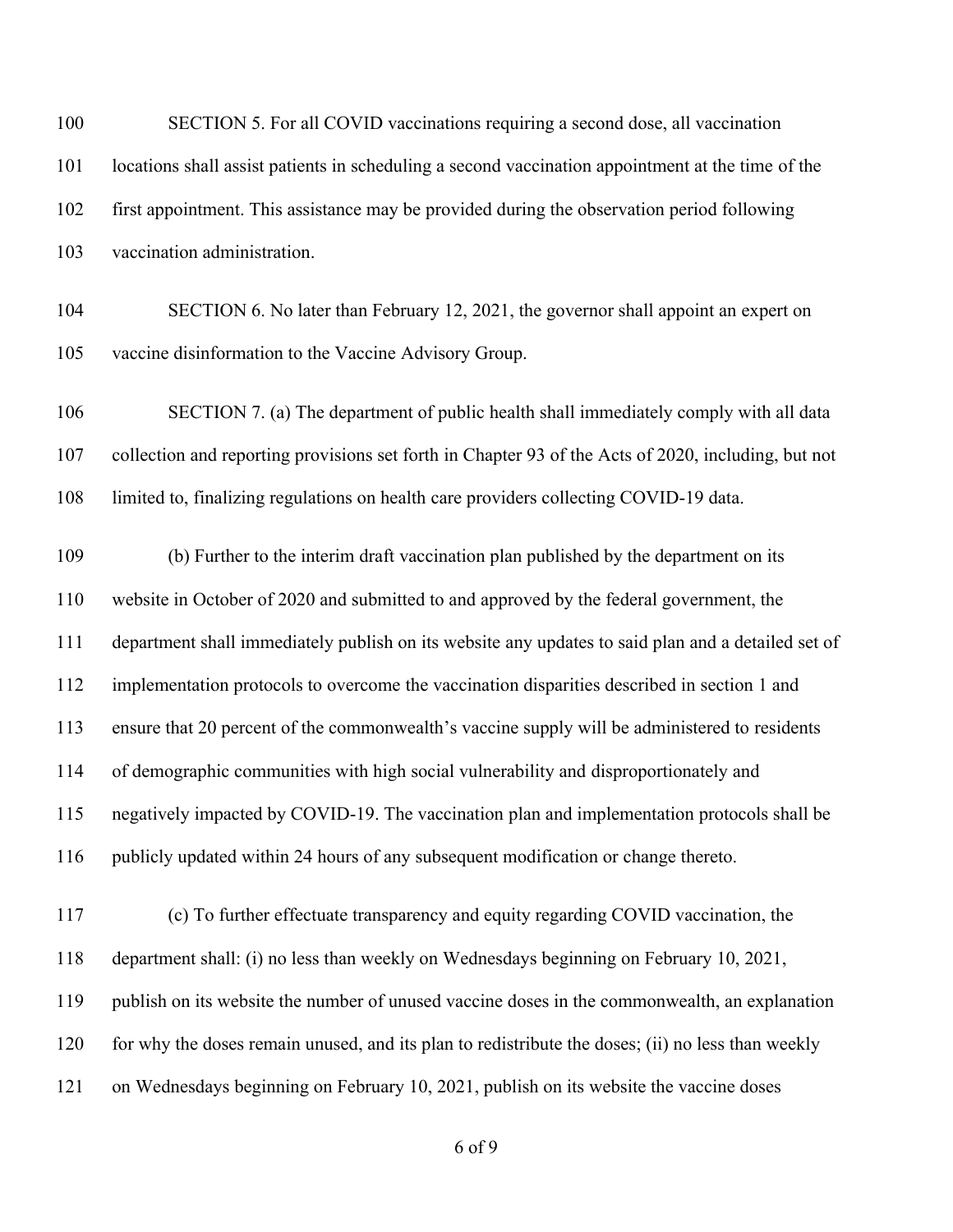SECTION 5. For all COVID vaccinations requiring a second dose, all vaccination locations shall assist patients in scheduling a second vaccination appointment at the time of the first appointment. This assistance may be provided during the observation period following vaccination administration.

SECTION 6. No later than February 12, 2021, the governor shall appoint an expert on vaccine disinformation to the Vaccine Advisory Group.

SECTION 7. (a) The department of public health shall immediately comply with all data collection and reporting provisions set forth in Chapter 93 of the Acts of 2020, including, but not limited to, finalizing regulations on health care providers collecting COVID-19 data.

(b) Further to the interim draft vaccination plan published by the department on its website in October of 2020 and submitted to and approved by the federal government, the department shall immediately publish on its website any updates to said plan and a detailed set of implementation protocols to overcome the vaccination disparities described in section 1 and ensure that 20 percent of the commonwealth's vaccine supply will be administered to residents of demographic communities with high social vulnerability and disproportionately and negatively impacted by COVID-19. The vaccination plan and implementation protocols shall be publicly updated within 24 hours of any subsequent modification or change thereto.

(c) To further effectuate transparency and equity regarding COVID vaccination, the department shall: (i) no less than weekly on Wednesdays beginning on February 10, 2021, publish on its website the number of unused vaccine doses in the commonwealth, an explanation for why the doses remain unused, and its plan to redistribute the doses; (ii) no less than weekly on Wednesdays beginning on February 10, 2021, publish on its website the vaccine doses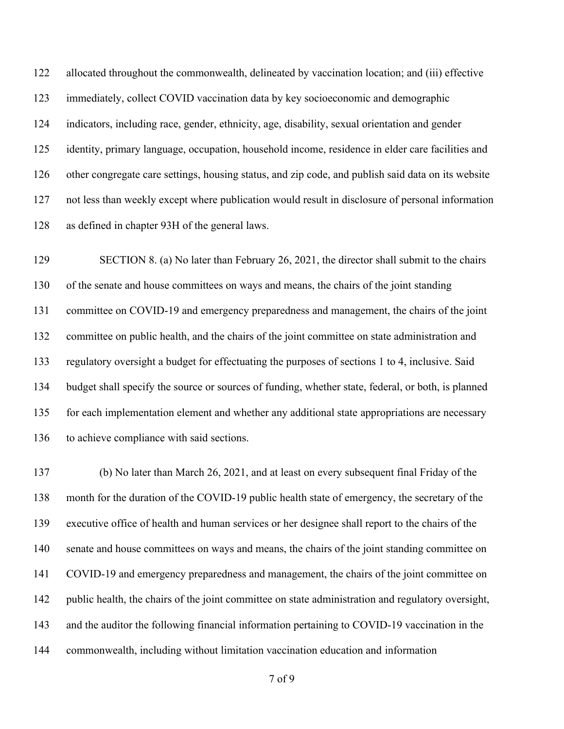allocated throughout the commonwealth, delineated by vaccination location; and (iii) effective immediately, collect COVID vaccination data by key socioeconomic and demographic indicators, including race, gender, ethnicity, age, disability, sexual orientation and gender identity, primary language, occupation, household income, residence in elder care facilities and other congregate care settings, housing status, and zip code, and publish said data on its website not less than weekly except where publication would result in disclosure of personal information as defined in chapter 93H of the general laws.

SECTION 8. (a) No later than February 26, 2021, the director shall submit to the chairs of the senate and house committees on ways and means, the chairs of the joint standing committee on COVID-19 and emergency preparedness and management, the chairs of the joint committee on public health, and the chairs of the joint committee on state administration and regulatory oversight a budget for effectuating the purposes of sections 1 to 4, inclusive. Said budget shall specify the source or sources of funding, whether state, federal, or both, is planned for each implementation element and whether any additional state appropriations are necessary to achieve compliance with said sections.

(b) No later than March 26, 2021, and at least on every subsequent final Friday of the month for the duration of the COVID-19 public health state of emergency, the secretary of the executive office of health and human services or her designee shall report to the chairs of the senate and house committees on ways and means, the chairs of the joint standing committee on COVID-19 and emergency preparedness and management, the chairs of the joint committee on public health, the chairs of the joint committee on state administration and regulatory oversight, and the auditor the following financial information pertaining to COVID-19 vaccination in the commonwealth, including without limitation vaccination education and information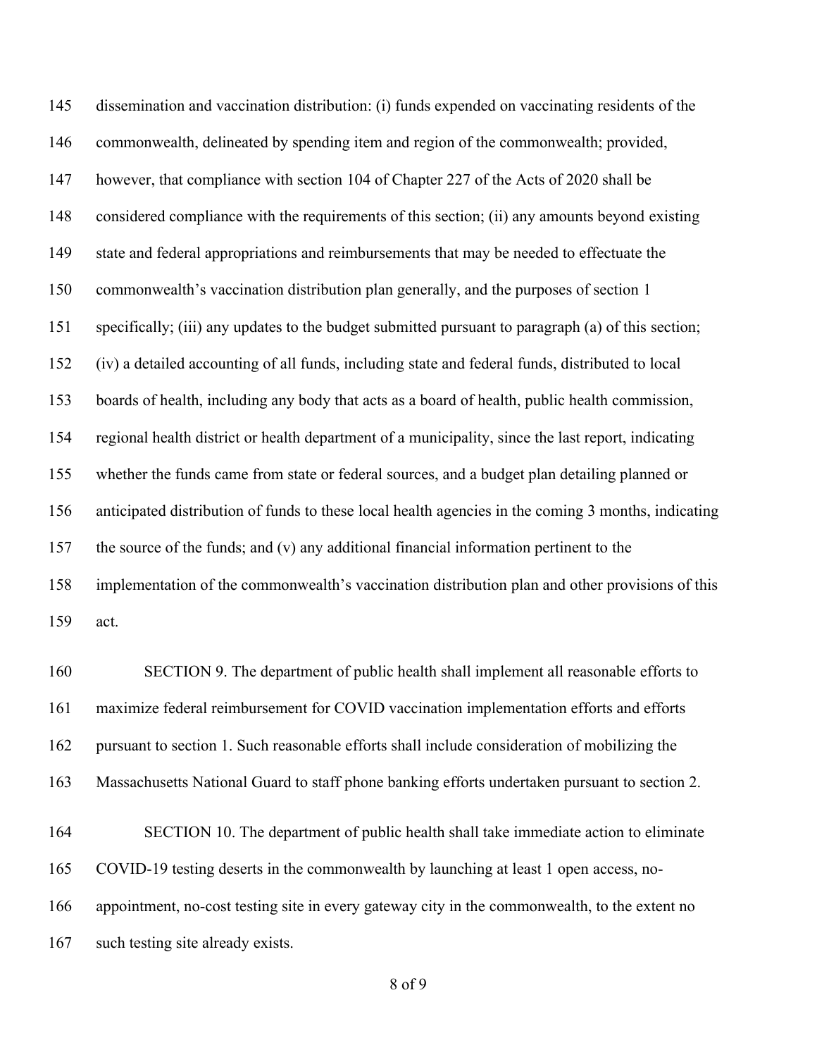dissemination and vaccination distribution: (i) funds expended on vaccinating residents of the commonwealth, delineated by spending item and region of the commonwealth; provided, however, that compliance with section 104 of Chapter 227 of the Acts of 2020 shall be considered compliance with the requirements of this section; (ii) any amounts beyond existing state and federal appropriations and reimbursements that may be needed to effectuate the commonwealth's vaccination distribution plan generally, and the purposes of section 1 specifically; (iii) any updates to the budget submitted pursuant to paragraph (a) of this section; (iv) a detailed accounting of all funds, including state and federal funds, distributed to local boards of health, including any body that acts as a board of health, public health commission, regional health district or health department of a municipality, since the last report, indicating whether the funds came from state or federal sources, and a budget plan detailing planned or anticipated distribution of funds to these local health agencies in the coming 3 months, indicating the source of the funds; and (v) any additional financial information pertinent to the implementation of the commonwealth's vaccination distribution plan and other provisions of this act.

SECTION 9. The department of public health shall implement all reasonable efforts to maximize federal reimbursement for COVID vaccination implementation efforts and efforts pursuant to section 1. Such reasonable efforts shall include consideration of mobilizing the Massachusetts National Guard to staff phone banking efforts undertaken pursuant to section 2.

SECTION 10. The department of public health shall take immediate action to eliminate COVID-19 testing deserts in the commonwealth by launching at least 1 open access, no-appointment, no-cost testing site in every gateway city in the commonwealth, to the extent no such testing site already exists.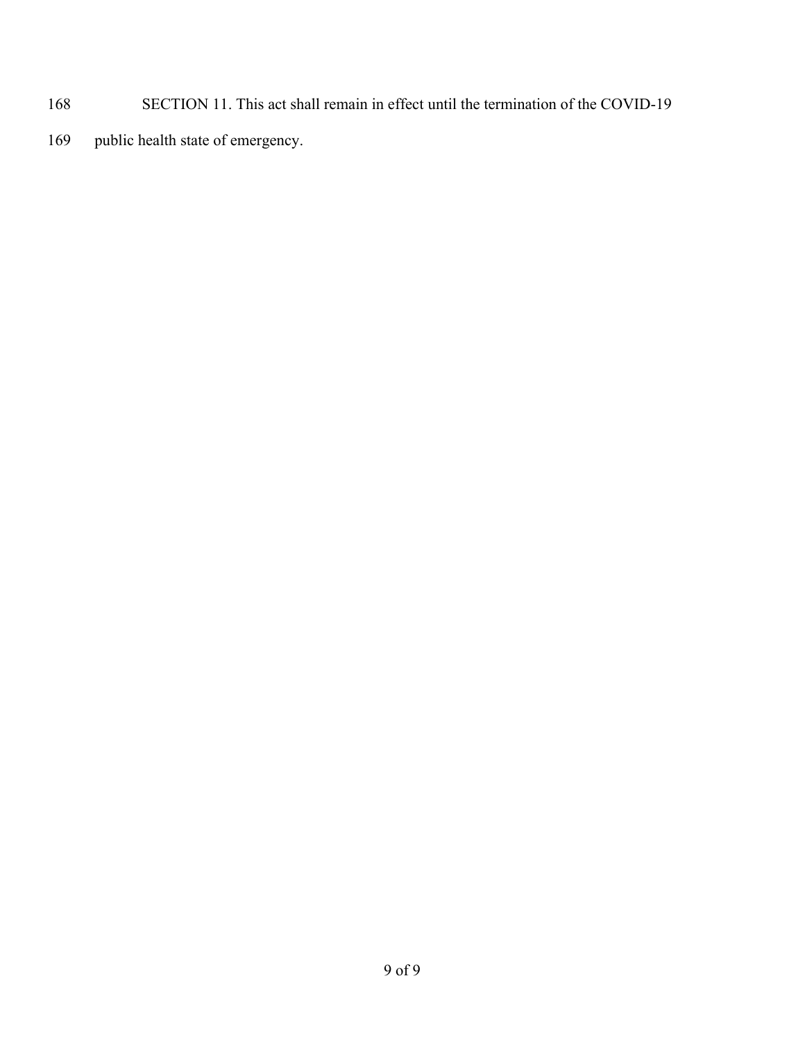SECTION 11. This act shall remain in effect until the termination of the COVID-19 public health state of emergency.